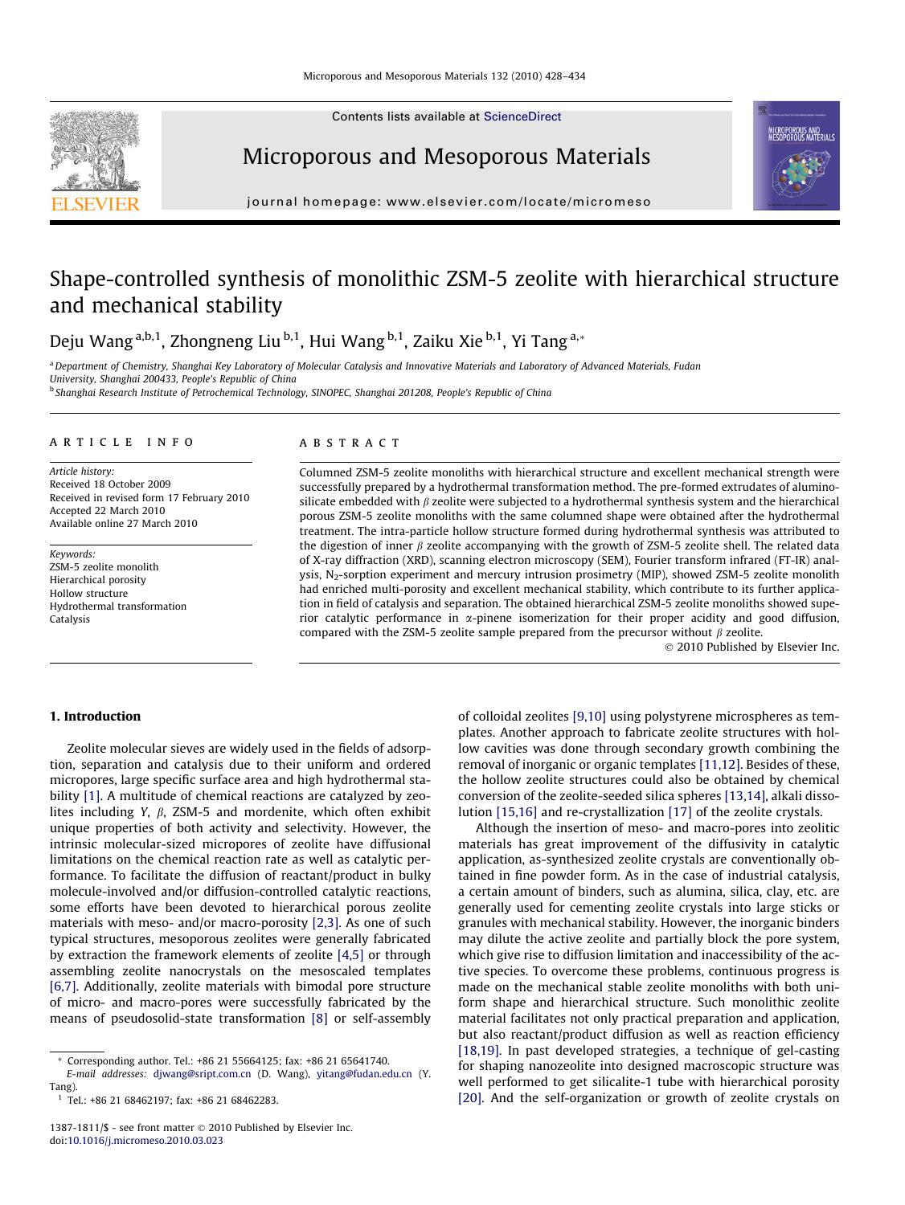# Shape-controlled synthesis of monolithic ZSM-5 zeolite with hierarchical structure and mechanical stability

Deju Wang [a,b,1], Zhongneng Liu [b,1], Hui Wang [b,1], Zaiku Xie [b,1], Yi Tang [a,*]

[a] Department of Chemistry, Shanghai Key Laboratory of Molecular Catalysis and Innovative Materials and Laboratory of Advanced Materials, Fudan University, Shanghai 200433, People's Republic of China

[b] Shanghai Research Institute of Petrochemical Technology, SINOPEC, Shanghai 201208, People's Republic of China

## ARTICLE INFO

*Article history:*
Received 18 October 2009
Received in revised form 17 February 2010
Accepted 22 March 2010
Available online 27 March 2010

*Keywords:*
ZSM-5 zeolite monolith
Hierarchical porosity
Hollow structure
Hydrothermal transformation
Catalysis

## ABSTRACT

Columned ZSM-5 zeolite monoliths with hierarchical structure and excellent mechanical strength were successfully prepared by a hydrothermal transformation method. The pre-formed extrudates of aluminosilicate embedded with $\beta$ zeolite were subjected to a hydrothermal synthesis system and the hierarchical porous ZSM-5 zeolite monoliths with the same columned shape were obtained after the hydrothermal treatment. The intra-particle hollow structure formed during hydrothermal synthesis was attributed to the digestion of inner $\beta$ zeolite accompanying with the growth of ZSM-5 zeolite shell. The related data of X-ray diffraction (XRD), scanning electron microscopy (SEM), Fourier transform infrared (FT-IR) analysis, $N_2$-sorption experiment and mercury intrusion prosimetry (MIP), showed ZSM-5 zeolite monolith had enriched multi-porosity and excellent mechanical stability, which contribute to its further application in field of catalysis and separation. The obtained hierarchical ZSM-5 zeolite monoliths showed superior catalytic performance in $\alpha$-pinene isomerization for their proper acidity and good diffusion, compared with the ZSM-5 zeolite sample prepared from the precursor without $\beta$ zeolite.

© 2010 Published by Elsevier Inc.

## 1. Introduction

Zeolite molecular sieves are widely used in the fields of adsorption, separation and catalysis due to their uniform and ordered micropores, large specific surface area and high hydrothermal stability [1]. A multitude of chemical reactions are catalyzed by zeolites including Y, $\beta$, ZSM-5 and mordenite, which often exhibit unique properties of both activity and selectivity. However, the intrinsic molecular-sized micropores of zeolite have diffusional limitations on the chemical reaction rate as well as catalytic performance. To facilitate the diffusion of reactant/product in bulky molecule-involved and/or diffusion-controlled catalytic reactions, some efforts have been devoted to hierarchical porous zeolite materials with meso- and/or macro-porosity [2,3]. As one of such typical structures, mesoporous zeolites were generally fabricated by extraction the framework elements of zeolite [4,5] or through assembling zeolite nanocrystals on the mesoscaled templates [6,7]. Additionally, zeolite materials with bimodal pore structure of micro- and macro-pores were successfully fabricated by the means of pseudosolid-state transformation [8] or self-assembly of colloidal zeolites [9,10] using polystyrene microspheres as templates. Another approach to fabricate zeolite structures with hollow cavities was done through secondary growth combining the removal of inorganic or organic templates [11,12]. Besides of these, the hollow zeolite structures could also be obtained by chemical conversion of the zeolite-seeded silica spheres [13,14], alkali dissolution [15,16] and re-crystallization [17] of the zeolite crystals.

Although the insertion of meso- and macro-pores into zeolitic materials has great improvement of the diffusivity in catalytic application, as-synthesized zeolite crystals are conventionally obtained in fine powder form. As in the case of industrial catalysis, a certain amount of binders, such as alumina, silica, clay, etc. are generally used for cementing zeolite crystals into large sticks or granules with mechanical stability. However, the inorganic binders may dilute the active zeolite and partially block the pore system, which give rise to diffusion limitation and inaccessibility of the active species. To overcome these problems, continuous progress is made on the mechanical stable zeolite monoliths with both uniform shape and hierarchical structure. Such monolithic zeolite material facilitates not only practical preparation and application, but also reactant/product diffusion as well as reaction efficiency [18,19]. In past developed strategies, a technique of gel-casting for shaping nanozeolite into designed macroscopic structure was well performed to get silicalite-1 tube with hierarchical porosity [20]. And the self-organization or growth of zeolite crystals on

---

\* Corresponding author. Tel.: +86 21 55664125; fax: +86 21 65641740.
E-mail addresses: djwang@sript.com.cn (D. Wang), yitang@fudan.edu.cn (Y. Tang).

[1] Tel.: +86 21 68462197; fax: +86 21 68462283.

1387-1811/$ - see front matter © 2010 Published by Elsevier Inc.
doi:10.1016/j.micromeso.2010.03.023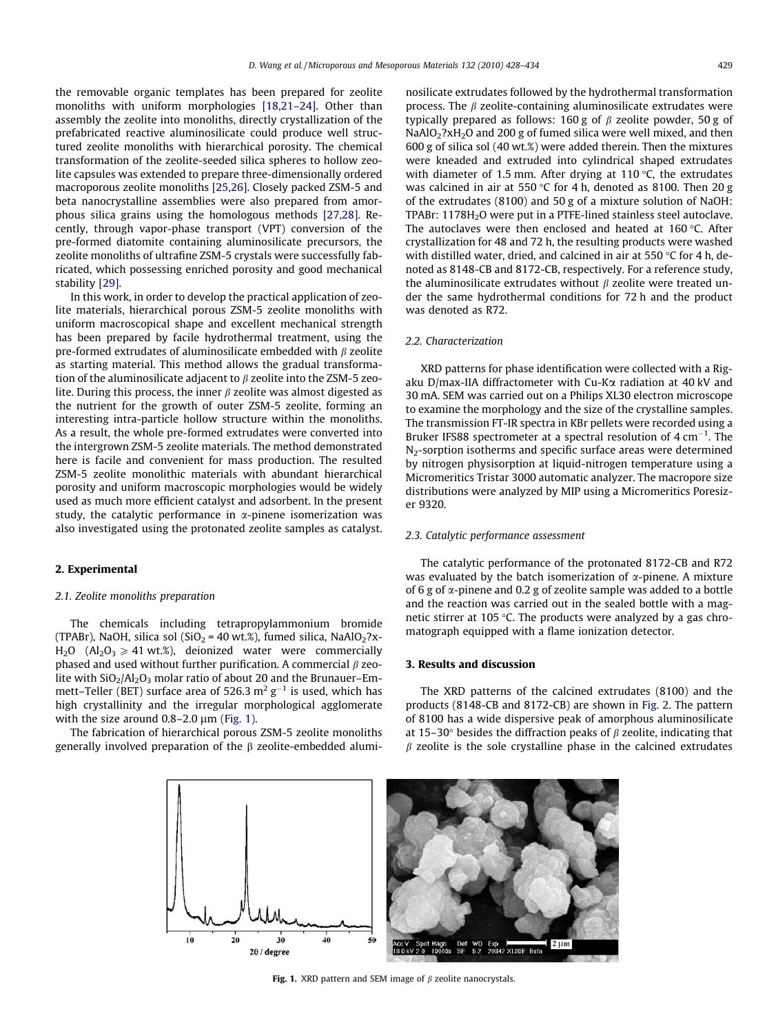the removable organic templates has been prepared for zeolite monoliths with uniform morphologies [18,21–24]. Other than assembly the zeolite into monoliths, directly crystallization of the prefabricated reactive aluminosilicate could produce well structured zeolite monoliths with hierarchical porosity. The chemical transformation of the zeolite-seeded silica spheres to hollow zeolite capsules was extended to prepare three-dimensionally ordered macroporous zeolite monoliths [25,26]. Closely packed ZSM-5 and beta nanocrystalline assemblies were also prepared from amorphous silica grains using the homologous methods [27,28]. Recently, through vapor-phase transport (VPT) conversion of the pre-formed diatomite containing aluminosilicate precursors, the zeolite monoliths of ultrafine ZSM-5 crystals were successfully fabricated, which possessing enriched porosity and good mechanical stability [29].

In this work, in order to develop the practical application of zeolite materials, hierarchical porous ZSM-5 zeolite monoliths with uniform macroscopical shape and excellent mechanical strength has been prepared by facile hydrothermal treatment, using the pre-formed extrudates of aluminosilicate embedded with $\beta$ zeolite as starting material. This method allows the gradual transformation of the aluminosilicate adjacent to $\beta$ zeolite into the ZSM-5 zeolite. During this process, the inner $\beta$ zeolite was almost digested as the nutrient for the growth of outer ZSM-5 zeolite, forming an interesting intra-particle hollow structure within the monoliths. As a result, the whole pre-formed extrudates were converted into the intergrown ZSM-5 zeolite materials. The method demonstrated here is facile and convenient for mass production. The resulted ZSM-5 zeolite monolithic materials with abundant hierarchical porosity and uniform macroscopic morphologies would be widely used as much more efficient catalyst and adsorbent. In the present study, the catalytic performance in $\alpha$-pinene isomerization was also investigated using the protonated zeolite samples as catalyst.

## 2. Experimental

### 2.1. Zeolite monoliths preparation

The chemicals including tetrapropylammonium bromide (TPABr), NaOH, silica sol ($SiO_2$ = 40 wt.%), fumed silica, $NaAlO_2$?x$H_2O$ ($Al_2O_3 \geqslant 41$ wt.%), deionized water were commercially phased and used without further purification. A commercial $\beta$ zeolite with $SiO_2/Al_2O_3$ molar ratio of about 20 and the Brunauer–Emmett–Teller (BET) surface area of 526.3 $m^2\,g^{-1}$ is used, which has high crystallinity and the irregular morphological agglomerate with the size around 0.8–2.0 μm (Fig. 1).

The fabrication of hierarchical porous ZSM-5 zeolite monoliths generally involved preparation of the β zeolite-embedded aluminosilicate extrudates followed by the hydrothermal transformation process. The $\beta$ zeolite-containing aluminosilicate extrudates were typically prepared as follows: 160 g of $\beta$ zeolite powder, 50 g of $NaAlO_2$?x$H_2O$ and 200 g of fumed silica were well mixed, and then 600 g of silica sol (40 wt.%) were added therein. Then the mixtures were kneaded and extruded into cylindrical shaped extrudates with diameter of 1.5 mm. After drying at 110 °C, the extrudates was calcined in air at 550 °C for 4 h, denoted as 8100. Then 20 g of the extrudates (8100) and 50 g of a mixture solution of NaOH: TPABr: 1178$H_2O$ were put in a PTFE-lined stainless steel autoclave. The autoclaves were then enclosed and heated at 160 °C. After crystallization for 48 and 72 h, the resulting products were washed with distilled water, dried, and calcined in air at 550 °C for 4 h, denoted as 8148-CB and 8172-CB, respectively. For a reference study, the aluminosilicate extrudates without $\beta$ zeolite were treated under the same hydrothermal conditions for 72 h and the product was denoted as R72.

### 2.2. Characterization

XRD patterns for phase identification were collected with a Rigaku D/max-IIA diffractometer with Cu-Kα radiation at 40 kV and 30 mA. SEM was carried out on a Philips XL30 electron microscope to examine the morphology and the size of the crystalline samples. The transmission FT-IR spectra in KBr pellets were recorded using a Bruker IFS88 spectrometer at a spectral resolution of 4 $cm^{-1}$. The $N_2$-sorption isotherms and specific surface areas were determined by nitrogen physisorption at liquid-nitrogen temperature using a Micromeritics Tristar 3000 automatic analyzer. The macropore size distributions were analyzed by MIP using a Micromeritics Poresizer 9320.

### 2.3. Catalytic performance assessment

The catalytic performance of the protonated 8172-CB and R72 was evaluated by the batch isomerization of $\alpha$-pinene. A mixture of 6 g of $\alpha$-pinene and 0.2 g of zeolite sample was added to a bottle and the reaction was carried out in the sealed bottle with a magnetic stirrer at 105 °C. The products were analyzed by a gas chromatograph equipped with a flame ionization detector.

## 3. Results and discussion

The XRD patterns of the calcined extrudates (8100) and the products (8148-CB and 8172-CB) are shown in Fig. 2. The pattern of 8100 has a wide dispersive peak of amorphous aluminosilicate at 15–30° besides the diffraction peaks of $\beta$ zeolite, indicating that $\beta$ zeolite is the sole crystalline phase in the calcined extrudates

Fig. 1. XRD pattern and SEM image of $\beta$ zeolite nanocrystals.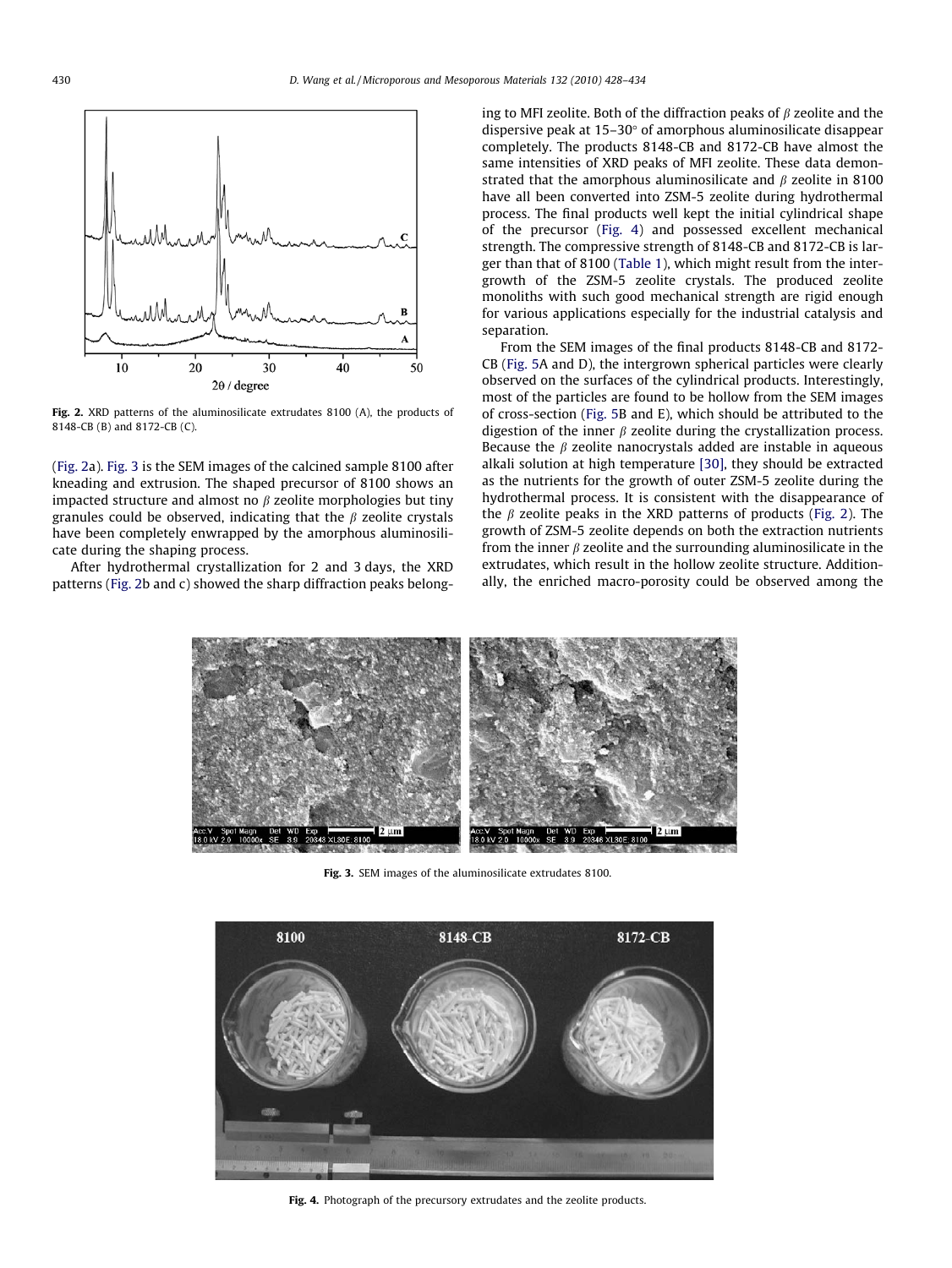Fig. 2. XRD patterns of the aluminosilicate extrudates 8100 (A), the products of 8148-CB (B) and 8172-CB (C).

(Fig. 2a). Fig. 3 is the SEM images of the calcined sample 8100 after kneading and extrusion. The shaped precursor of 8100 shows an impacted structure and almost no β zeolite morphologies but tiny granules could be observed, indicating that the β zeolite crystals have been completely enwrapped by the amorphous aluminosilicate during the shaping process.

After hydrothermal crystallization for 2 and 3 days, the XRD patterns (Fig. 2b and c) showed the sharp diffraction peaks belonging to MFI zeolite. Both of the diffraction peaks of β zeolite and the dispersive peak at 15–30° of amorphous aluminosilicate disappear completely. The products 8148-CB and 8172-CB have almost the same intensities of XRD peaks of MFI zeolite. These data demonstrated that the amorphous aluminosilicate and β zeolite in 8100 have all been converted into ZSM-5 zeolite during hydrothermal process. The final products well kept the initial cylindrical shape of the precursor (Fig. 4) and possessed excellent mechanical strength. The compressive strength of 8148-CB and 8172-CB is larger than that of 8100 (Table 1), which might result from the intergrowth of the ZSM-5 zeolite crystals. The produced zeolite monoliths with such good mechanical strength are rigid enough for various applications especially for the industrial catalysis and separation.

From the SEM images of the final products 8148-CB and 8172-CB (Fig. 5A and D), the intergrown spherical particles were clearly observed on the surfaces of the cylindrical products. Interestingly, most of the particles are found to be hollow from the SEM images of cross-section (Fig. 5B and E), which should be attributed to the digestion of the inner β zeolite during the crystallization process. Because the β zeolite nanocrystals added are instable in aqueous alkali solution at high temperature [30], they should be extracted as the nutrients for the growth of outer ZSM-5 zeolite during the hydrothermal process. It is consistent with the disappearance of the β zeolite peaks in the XRD patterns of products (Fig. 2). The growth of ZSM-5 zeolite depends on both the extraction nutrients from the inner β zeolite and the surrounding aluminosilicate in the extrudates, which result in the hollow zeolite structure. Additionally, the enriched macro-porosity could be observed among the

Fig. 3. SEM images of the aluminosilicate extrudates 8100.

Fig. 4. Photograph of the precursory extrudates and the zeolite products.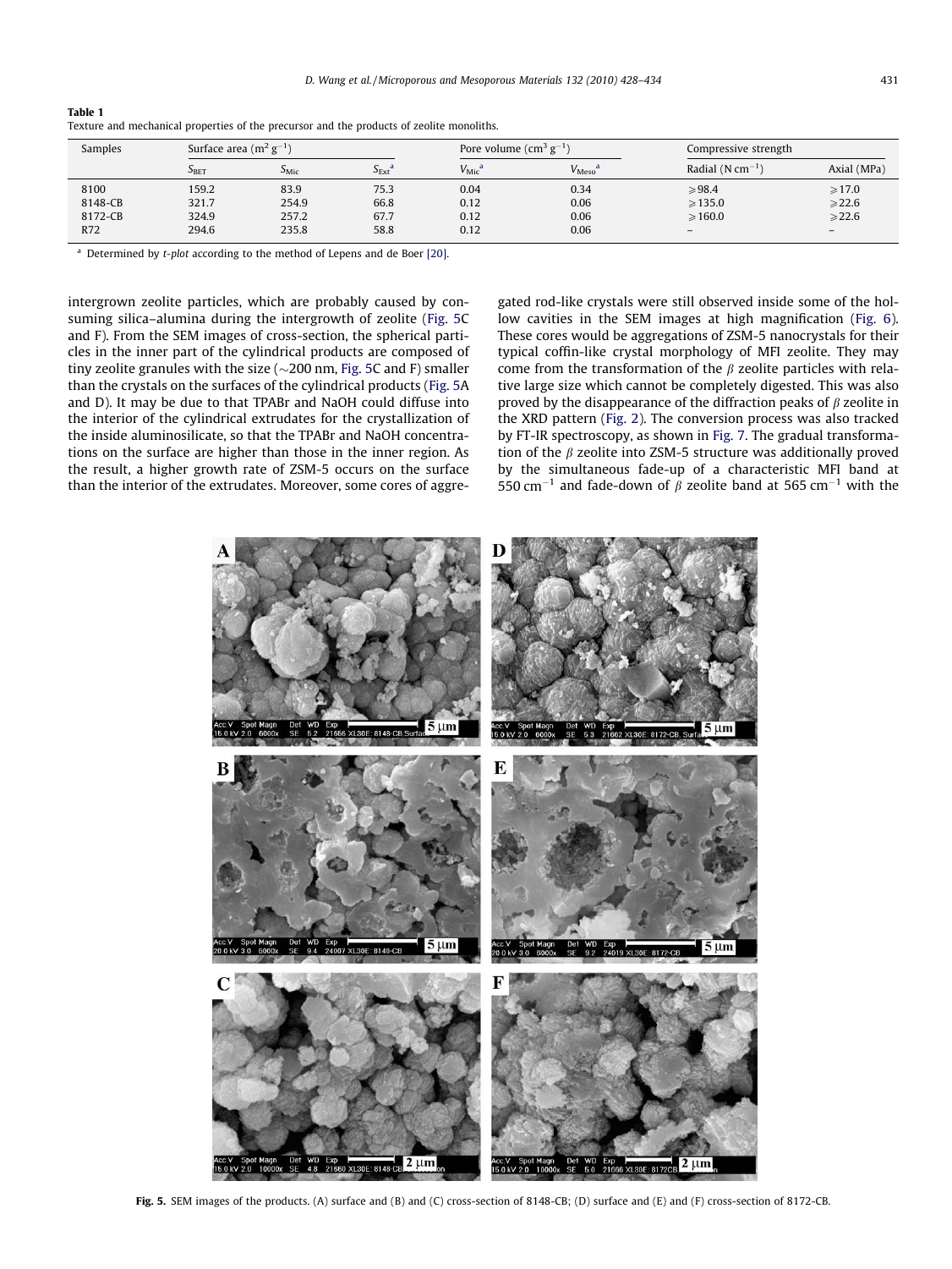**Table 1**
Texture and mechanical properties of the precursor and the products of zeolite monoliths.

| Samples | Surface area ($m^2\,g^{-1}$) | | | Pore volume ($cm^3\,g^{-1}$) | | Compressive strength | |
|---|---|---|---|---|---|---|---|
| | $S_{BET}$ | $S_{Mic}$ | $S_{Ext}$[a] | $V_{Mic}$[a] | $V_{Meso}$[a] | Radial ($N\,cm^{-1}$) | Axial (MPa) |
| 8100 | 159.2 | 83.9 | 75.3 | 0.04 | 0.34 | ⩾98.4 | ⩾17.0 |
| 8148-CB | 321.7 | 254.9 | 66.8 | 0.12 | 0.06 | ⩾135.0 | ⩾22.6 |
| 8172-CB | 324.9 | 257.2 | 67.7 | 0.12 | 0.06 | ⩾160.0 | ⩾22.6 |
| R72 | 294.6 | 235.8 | 58.8 | 0.12 | 0.06 | – | – |

[a] Determined by *t-plot* according to the method of Lepens and de Boer [20].

intergrown zeolite particles, which are probably caused by consuming silica–alumina during the intergrowth of zeolite (Fig. 5C and F). From the SEM images of cross-section, the spherical particles in the inner part of the cylindrical products are composed of tiny zeolite granules with the size (~200 nm, Fig. 5C and F) smaller than the crystals on the surfaces of the cylindrical products (Fig. 5A and D). It may be due to that TPABr and NaOH could diffuse into the interior of the cylindrical extrudates for the crystallization of the inside aluminosilicate, so that the TPABr and NaOH concentrations on the surface are higher than those in the inner region. As the result, a higher growth rate of ZSM-5 occurs on the surface than the interior of the extrudates. Moreover, some cores of aggregated rod-like crystals were still observed inside some of the hollow cavities in the SEM images at high magnification (Fig. 6). These cores would be aggregations of ZSM-5 nanocrystals for their typical coffin-like crystal morphology of MFI zeolite. They may come from the transformation of the $\beta$ zeolite particles with relative large size which cannot be completely digested. This was also proved by the disappearance of the diffraction peaks of $\beta$ zeolite in the XRD pattern (Fig. 2). The conversion process was also tracked by FT-IR spectroscopy, as shown in Fig. 7. The gradual transformation of the $\beta$ zeolite into ZSM-5 structure was additionally proved by the simultaneous fade-up of a characteristic MFI band at 550 $cm^{-1}$ and fade-down of $\beta$ zeolite band at 565 $cm^{-1}$ with the

**Fig. 5.** SEM images of the products. (A) surface and (B) and (C) cross-section of 8148-CB; (D) surface and (E) and (F) cross-section of 8172-CB.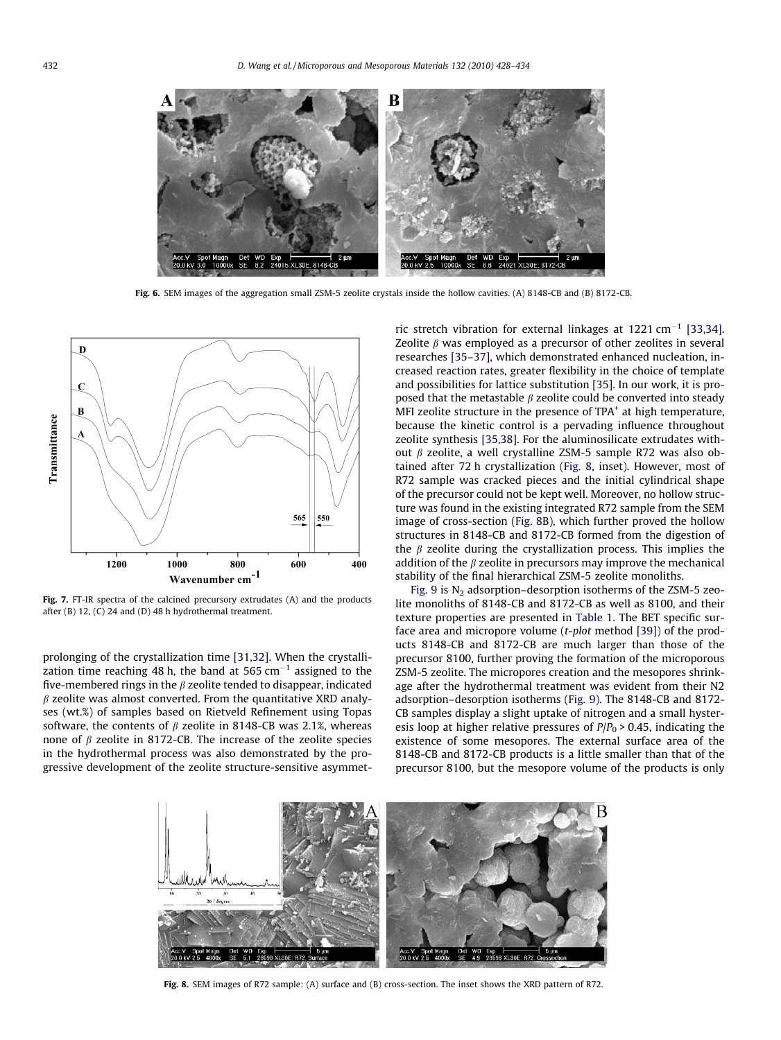Fig. 6. SEM images of the aggregation small ZSM-5 zeolite crystals inside the hollow cavities. (A) 8148-CB and (B) 8172-CB.

Fig. 7. FT-IR spectra of the calcined precursory extrudates (A) and the products after (B) 12, (C) 24 and (D) 48 h hydrothermal treatment.

prolonging of the crystallization time [31,32]. When the crystallization time reaching 48 h, the band at 565 $cm^{-1}$ assigned to the five-membered rings in the $\beta$ zeolite tended to disappear, indicated $\beta$ zeolite was almost converted. From the quantitative XRD analyses (wt.%) of samples based on Rietveld Refinement using Topas software, the contents of $\beta$ zeolite in 8148-CB was 2.1%, whereas none of $\beta$ zeolite in 8172-CB. The increase of the zeolite species in the hydrothermal process was also demonstrated by the progressive development of the zeolite structure-sensitive asymmetric stretch vibration for external linkages at 1221 $cm^{-1}$ [33,34]. Zeolite $\beta$ was employed as a precursor of other zeolites in several researches [35–37], which demonstrated enhanced nucleation, increased reaction rates, greater flexibility in the choice of template and possibilities for lattice substitution [35]. In our work, it is proposed that the metastable $\beta$ zeolite could be converted into steady MFI zeolite structure in the presence of $TPA^+$ at high temperature, because the kinetic control is a pervading influence throughout zeolite synthesis [35,38]. For the aluminosilicate extrudates without $\beta$ zeolite, a well crystalline ZSM-5 sample R72 was also obtained after 72 h crystallization (Fig. 8, inset). However, most of R72 sample was cracked pieces and the initial cylindrical shape of the precursor could not be kept well. Moreover, no hollow structure was found in the existing integrated R72 sample from the SEM image of cross-section (Fig. 8B), which further proved the hollow structures in 8148-CB and 8172-CB formed from the digestion of the $\beta$ zeolite during the crystallization process. This implies the addition of the $\beta$ zeolite in precursors may improve the mechanical stability of the final hierarchical ZSM-5 zeolite monoliths.

Fig. 9 is $N_2$ adsorption–desorption isotherms of the ZSM-5 zeolite monoliths of 8148-CB and 8172-CB as well as 8100, and their texture properties are presented in Table 1. The BET specific surface area and micropore volume (*t-plot* method [39]) of the products 8148-CB and 8172-CB are much larger than those of the precursor 8100, further proving the formation of the microporous ZSM-5 zeolite. The micropores creation and the mesopores shrinkage after the hydrothermal treatment was evident from their N2 adsorption–desorption isotherms (Fig. 9). The 8148-CB and 8172-CB samples display a slight uptake of nitrogen and a small hysteresis loop at higher relative pressures of $P/P_0 > 0.45$, indicating the existence of some mesopores. The external surface area of the 8148-CB and 8172-CB products is a little smaller than that of the precursor 8100, but the mesopore volume of the products is only

Fig. 8. SEM images of R72 sample: (A) surface and (B) cross-section. The inset shows the XRD pattern of R72.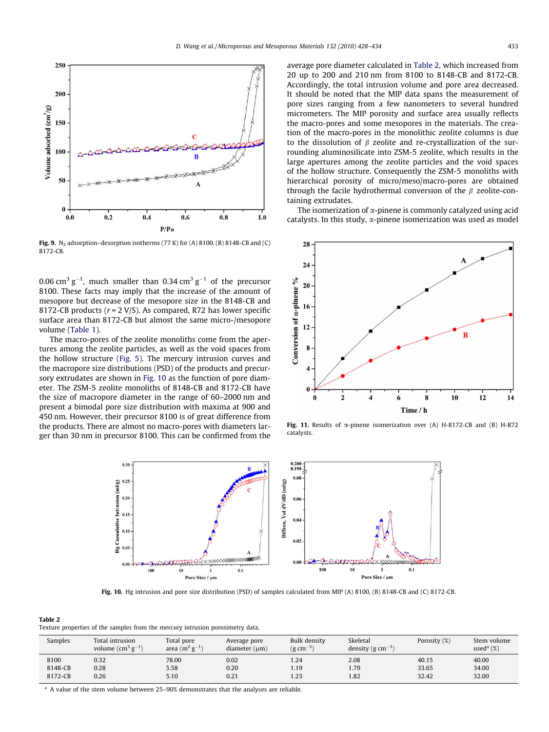Fig. 9. $N_2$ adsorption–desorption isotherms (77 K) for (A) 8100, (B) 8148-CB and (C) 8172-CB.

0.06 $cm^3 g^{-1}$, much smaller than 0.34 $cm^3 g^{-1}$ of the precursor 8100. These facts may imply that the increase of the amount of mesopore but decrease of the mesopore size in the 8148-CB and 8172-CB products ($r = 2$ V/S). As compared, R72 has lower specific surface area than 8172-CB but almost the same micro-/mesopore volume (Table 1).

The macro-pores of the zeolite monoliths come from the apertures among the zeolite particles, as well as the void spaces from the hollow structure (Fig. 5). The mercury intrusion curves and the macropore size distributions (PSD) of the products and precursory extrudates are shown in Fig. 10 as the function of pore diameter. The ZSM-5 zeolite monoliths of 8148-CB and 8172-CB have the size of macropore diameter in the range of 60–2000 nm and present a bimodal pore size distribution with maxima at 900 and 450 nm. However, their precursor 8100 is of great difference from the products. There are almost no macro-pores with diameters larger than 30 nm in precursor 8100. This can be confirmed from the average pore diameter calculated in Table 2, which increased from 20 up to 200 and 210 nm from 8100 to 8148-CB and 8172-CB. Accordingly, the total intrusion volume and pore area decreased. It should be noted that the MIP data spans the measurement of pore sizes ranging from a few nanometers to several hundred micrometers. The MIP porosity and surface area usually reflects the macro-pores and some mesopores in the materials. The creation of the macro-pores in the monolithic zeolite columns is due to the dissolution of $\beta$ zeolite and re-crystallization of the surrounding aluminosilicate into ZSM-5 zeolite, which results in the large apertures among the zeolite particles and the void spaces of the hollow structure. Consequently the ZSM-5 monoliths with hierarchical porosity of micro/meso/macro-pores are obtained through the facile hydrothermal conversion of the $\beta$ zeolite-containing extrudates.

The isomerization of $\alpha$-pinene is commonly catalyzed using acid catalysts. In this study, $\alpha$-pinene isomerization was used as model

Fig. 11. Results of $\alpha$-pinene isomerization over (A) H-8172-CB and (B) H-R72 catalysts.

Fig. 10. Hg intrusion and pore size distribution (PSD) of samples calculated from MIP (A) 8100, (B) 8148-CB and (C) 8172-CB.

**Table 2**
Texture properties of the samples from the mercury intrusion porosimetry data.

| Samples | Total intrusion volume ($cm^3 g^{-1}$) | Total pore area ($m^2 g^{-1}$) | Average pore diameter (μm) | Bulk density ($g cm^{-3}$) | Skeletal density ($g cm^{-3}$) | Porosity (%) | Stem volume used[a] (%) |
|---|---|---|---|---|---|---|---|
| 8100 | 0.32 | 78.00 | 0.02 | 1.24 | 2.08 | 40.15 | 40.00 |
| 8148-CB | 0.28 | 5.58 | 0.20 | 1.19 | 1.79 | 33.65 | 34.00 |
| 8172-CB | 0.26 | 5.10 | 0.21 | 1.23 | 1.82 | 32.42 | 32.00 |

[a] A value of the stem volume between 25–90% demonstrates that the analyses are reliable.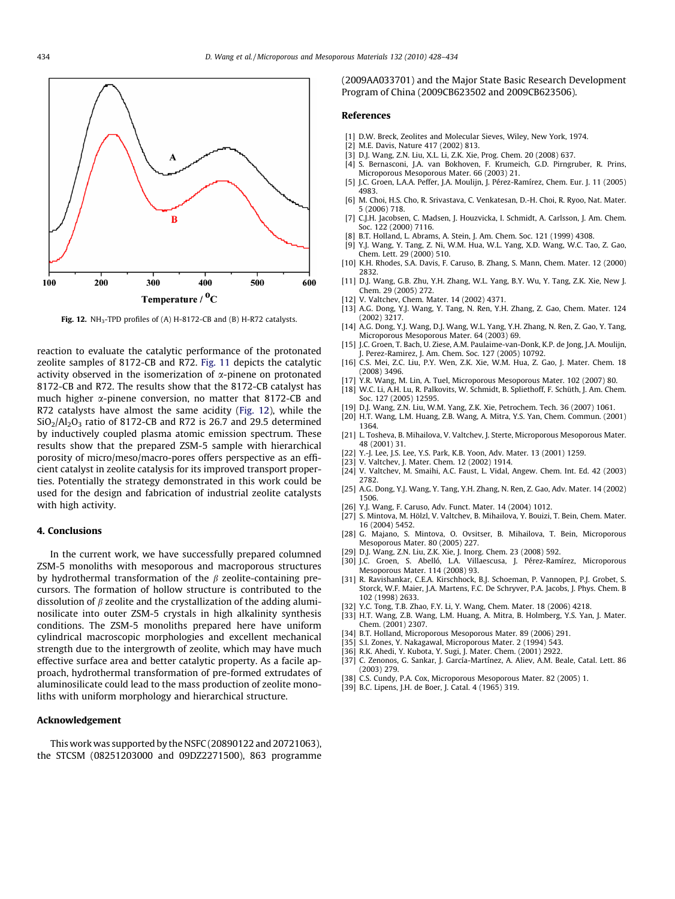A

B

100 200 300 400 500 600

Temperature / $^0$C

**Fig. 12.** $NH_3$-TPD profiles of (A) H-8172-CB and (B) H-R72 catalysts.

reaction to evaluate the catalytic performance of the protonated zeolite samples of 8172-CB and R72. Fig. 11 depicts the catalytic activity observed in the isomerization of $\alpha$-pinene on protonated 8172-CB and R72. The results show that the 8172-CB catalyst has much higher $\alpha$-pinene conversion, no matter that 8172-CB and R72 catalysts have almost the same acidity (Fig. 12), while the $SiO_2/Al_2O_3$ ratio of 8172-CB and R72 is 26.7 and 29.5 determined by inductively coupled plasma atomic emission spectrum. These results show that the prepared ZSM-5 sample with hierarchical porosity of micro/meso/macro-pores offers perspective as an efficient catalyst in zeolite catalysis for its improved transport properties. Potentially the strategy demonstrated in this work could be used for the design and fabrication of industrial zeolite catalysts with high activity.

## 4. Conclusions

In the current work, we have successfully prepared columned ZSM-5 monoliths with mesoporous and macroporous structures by hydrothermal transformation of the $\beta$ zeolite-containing precursors. The formation of hollow structure is contributed to the dissolution of $\beta$ zeolite and the crystallization of the adding aluminosilicate into outer ZSM-5 crystals in high alkalinity synthesis conditions. The ZSM-5 monoliths prepared here have uniform cylindrical macroscopic morphologies and excellent mechanical strength due to the intergrowth of zeolite, which may have much effective surface area and better catalytic property. As a facile approach, hydrothermal transformation of pre-formed extrudates of aluminosilicate could lead to the mass production of zeolite monoliths with uniform morphology and hierarchical structure.

## Acknowledgement

This work was supported by the NSFC (20890122 and 20721063), the STCSM (08251203000 and 09DZ2271500), 863 programme (2009AA033701) and the Major State Basic Research Development Program of China (2009CB623502 and 2009CB623506).

## References

[1] D.W. Breck, Zeolites and Molecular Sieves, Wiley, New York, 1974.
[2] M.E. Davis, Nature 417 (2002) 813.
[3] D.J. Wang, Z.N. Liu, X.L. Li, Z.K. Xie, Prog. Chem. 20 (2008) 637.
[4] S. Bernasconi, J.A. van Bokhoven, F. Krumeich, G.D. Pirngruber, R. Prins, Microporous Mesoporous Mater. 66 (2003) 21.
[5] J.C. Groen, L.A.A. Peffer, J.A. Moulijn, J. Pérez-Ramírez, Chem. Eur. J. 11 (2005) 4983.
[6] M. Choi, H.S. Cho, R. Srivastava, C. Venkatesan, D.-H. Choi, R. Ryoo, Nat. Mater. 5 (2006) 718.
[7] C.J.H. Jacobsen, C. Madsen, J. Houzvicka, I. Schmidt, A. Carlsson, J. Am. Chem. Soc. 122 (2000) 7116.
[8] B.T. Holland, L. Abrams, A. Stein, J. Am. Chem. Soc. 121 (1999) 4308.
[9] Y.J. Wang, Y. Tang, Z. Ni, W.M. Hua, W.L. Yang, X.D. Wang, W.C. Tao, Z. Gao, Chem. Lett. 29 (2000) 510.
[10] K.H. Rhodes, S.A. Davis, F. Caruso, B. Zhang, S. Mann, Chem. Mater. 12 (2000) 2832.
[11] D.J. Wang, G.B. Zhu, Y.H. Zhang, W.L. Yang, B.Y. Wu, Y. Tang, Z.K. Xie, New J. Chem. 29 (2005) 272.
[12] V. Valtchev, Chem. Mater. 14 (2002) 4371.
[13] A.G. Dong, Y.J. Wang, Y. Tang, N. Ren, Y.H. Zhang, Z. Gao, Chem. Mater. 124 (2002) 3217.
[14] A.G. Dong, Y.J. Wang, D.J. Wang, W.L. Yang, Y.H. Zhang, N. Ren, Z. Gao, Y. Tang, Microporous Mesoporous Mater. 64 (2003) 69.
[15] J.C. Groen, T. Bach, U. Ziese, A.M. Paulaime-van-Donk, K.P. de Jong, J.A. Moulijn, J. Perez-Ramirez, J. Am. Chem. Soc. 127 (2005) 10792.
[16] C.S. Mei, Z.C. Liu, P.Y. Wen, Z.K. Xie, W.M. Hua, Z. Gao, J. Mater. Chem. 18 (2008) 3496.
[17] Y.R. Wang, M. Lin, A. Tuel, Microporous Mesoporous Mater. 102 (2007) 80.
[18] W.C. Li, A.H. Lu, R. Palkovits, W. Schmidt, B. Spliethoff, F. Schüth, J. Am. Chem. Soc. 127 (2005) 12595.
[19] D.J. Wang, Z.N. Liu, W.M. Yang, Z.K. Xie, Petrochem. Tech. 36 (2007) 1061.
[20] H.T. Wang, L.M. Huang, Z.B. Wang, A. Mitra, Y.S. Yan, Chem. Commun. (2001) 1364.
[21] L. Tosheva, B. Mihailova, V. Valtchev, J. Sterte, Microporous Mesoporous Mater. 48 (2001) 31.
[22] Y.-J. Lee, J.S. Lee, Y.S. Park, K.B. Yoon, Adv. Mater. 13 (2001) 1259.
[23] V. Valtchev, J. Mater. Chem. 12 (2002) 1914.
[24] V. Valtchev, M. Smaihi, A.C. Faust, L. Vidal, Angew. Chem. Int. Ed. 42 (2003) 2782.
[25] A.G. Dong, Y.J. Wang, Y. Tang, Y.H. Zhang, N. Ren, Z. Gao, Adv. Mater. 14 (2002) 1506.
[26] Y.J. Wang, F. Caruso, Adv. Funct. Mater. 14 (2004) 1012.
[27] S. Mintova, M. Hölzl, V. Valtchev, B. Mihailova, Y. Bouizi, T. Bein, Chem. Mater. 16 (2004) 5452.
[28] G. Majano, S. Mintova, O. Ovsitser, B. Mihailova, T. Bein, Microporous Mesoporous Mater. 80 (2005) 227.
[29] D.J. Wang, Z.N. Liu, Z.K. Xie, J. Inorg. Chem. 23 (2008) 592.
[30] J.C. Groen, S. Abelló, L.A. Villaescusa, J. Pérez-Ramírez, Microporous Mesoporous Mater. 114 (2008) 93.
[31] R. Ravishankar, C.E.A. Kirschhock, B.J. Schoeman, P. Vannopen, P.J. Grobet, S. Storck, W.F. Maier, J.A. Martens, F.C. De Schryver, P.A. Jacobs, J. Phys. Chem. B 102 (1998) 2633.
[32] Y.C. Tong, T.B. Zhao, F.Y. Li, Y. Wang, Chem. Mater. 18 (2006) 4218.
[33] H.T. Wang, Z.B. Wang, L.M. Huang, A. Mitra, B. Holmberg, Y.S. Yan, J. Mater. Chem. (2001) 2307.
[34] B.T. Holland, Microporous Mesoporous Mater. 89 (2006) 291.
[35] S.I. Zones, Y. Nakagawal, Microporous Mater. 2 (1994) 543.
[36] R.K. Ahedi, Y. Kubota, Y. Sugi, J. Mater. Chem. (2001) 2922.
[37] C. Zenonos, G. Sankar, J. García-Martínez, A. Aliev, A.M. Beale, Catal. Lett. 86 (2003) 279.
[38] C.S. Cundy, P.A. Cox, Microporous Mesoporous Mater. 82 (2005) 1.
[39] B.C. Lipens, J.H. de Boer, J. Catal. 4 (1965) 319.